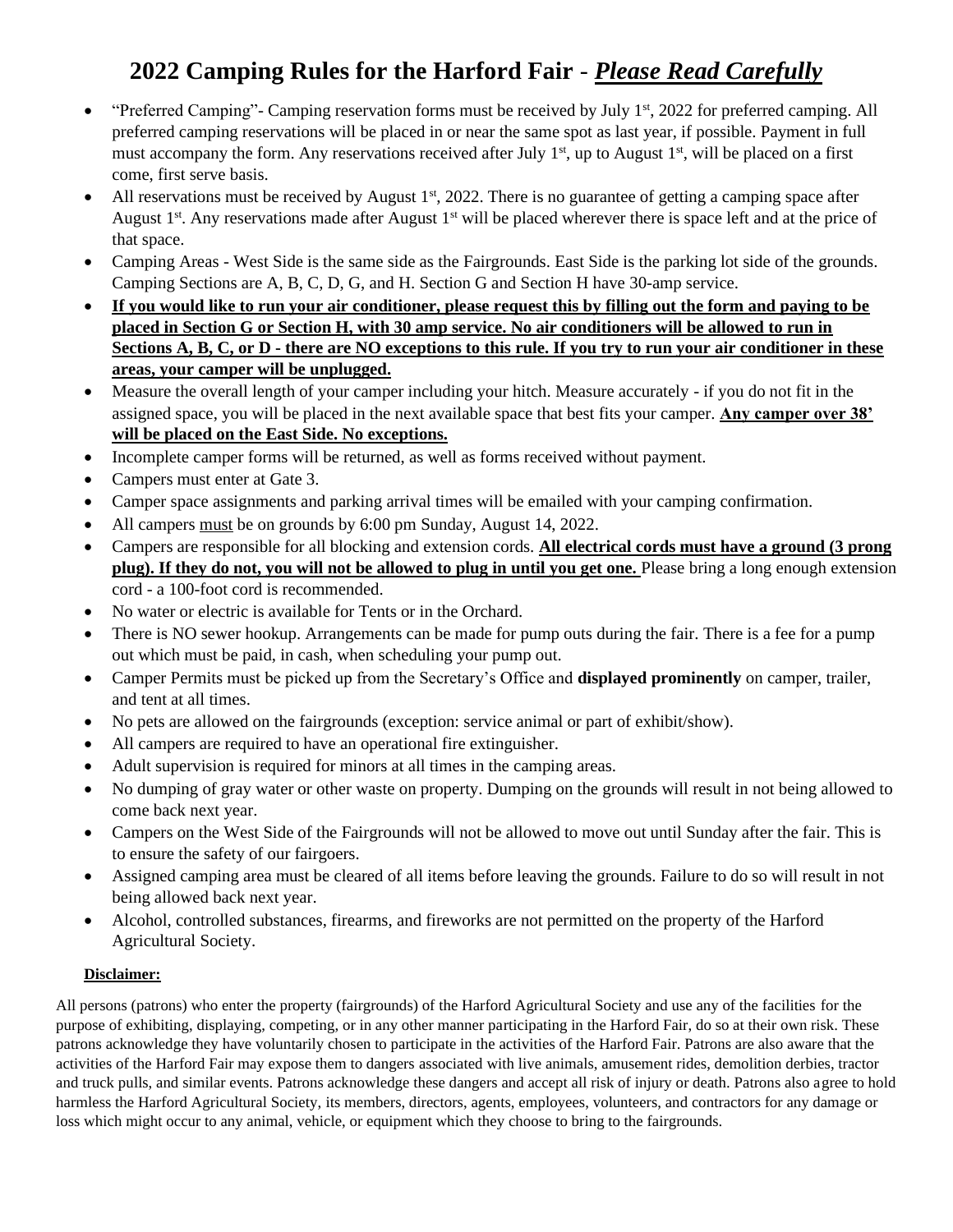# 2022 Camping Rules for the Harford Fair - ***Please Read Carefully***

- "Preferred Camping"- Camping reservation forms must be received by July 1st, 2022 for preferred camping. All preferred camping reservations will be placed in or near the same spot as last year, if possible. Payment in full must accompany the form. Any reservations received after July 1st, up to August 1st, will be placed on a first come, first serve basis.
- All reservations must be received by August 1st, 2022. There is no guarantee of getting a camping space after August 1st. Any reservations made after August 1st will be placed wherever there is space left and at the price of that space.
- Camping Areas - West Side is the same side as the Fairgrounds. East Side is the parking lot side of the grounds. Camping Sections are A, B, C, D, G, and H. Section G and Section H have 30-amp service.
- **If you would like to run your air conditioner, please request this by filling out the form and paying to be placed in Section G or Section H, with 30 amp service. No air conditioners will be allowed to run in Sections A, B, C, or D - there are NO exceptions to this rule. If you try to run your air conditioner in these areas, your camper will be unplugged.**
- Measure the overall length of your camper including your hitch. Measure accurately - if you do not fit in the assigned space, you will be placed in the next available space that best fits your camper. **Any camper over 38' will be placed on the East Side. No exceptions.**
- Incomplete camper forms will be returned, as well as forms received without payment.
- Campers must enter at Gate 3.
- Camper space assignments and parking arrival times will be emailed with your camping confirmation.
- All campers must be on grounds by 6:00 pm Sunday, August 14, 2022.
- Campers are responsible for all blocking and extension cords. **All electrical cords must have a ground (3 prong plug). If they do not, you will not be allowed to plug in until you get one.** Please bring a long enough extension cord - a 100-foot cord is recommended.
- No water or electric is available for Tents or in the Orchard.
- There is NO sewer hookup. Arrangements can be made for pump outs during the fair. There is a fee for a pump out which must be paid, in cash, when scheduling your pump out.
- Camper Permits must be picked up from the Secretary's Office and **displayed prominently** on camper, trailer, and tent at all times.
- No pets are allowed on the fairgrounds (exception: service animal or part of exhibit/show).
- All campers are required to have an operational fire extinguisher.
- Adult supervision is required for minors at all times in the camping areas.
- No dumping of gray water or other waste on property. Dumping on the grounds will result in not being allowed to come back next year.
- Campers on the West Side of the Fairgrounds will not be allowed to move out until Sunday after the fair. This is to ensure the safety of our fairgoers.
- Assigned camping area must be cleared of all items before leaving the grounds. Failure to do so will result in not being allowed back next year.
- Alcohol, controlled substances, firearms, and fireworks are not permitted on the property of the Harford Agricultural Society.

**Disclaimer:**

All persons (patrons) who enter the property (fairgrounds) of the Harford Agricultural Society and use any of the facilities for the purpose of exhibiting, displaying, competing, or in any other manner participating in the Harford Fair, do so at their own risk. These patrons acknowledge they have voluntarily chosen to participate in the activities of the Harford Fair. Patrons are also aware that the activities of the Harford Fair may expose them to dangers associated with live animals, amusement rides, demolition derbies, tractor and truck pulls, and similar events. Patrons acknowledge these dangers and accept all risk of injury or death. Patrons also agree to hold harmless the Harford Agricultural Society, its members, directors, agents, employees, volunteers, and contractors for any damage or loss which might occur to any animal, vehicle, or equipment which they choose to bring to the fairgrounds.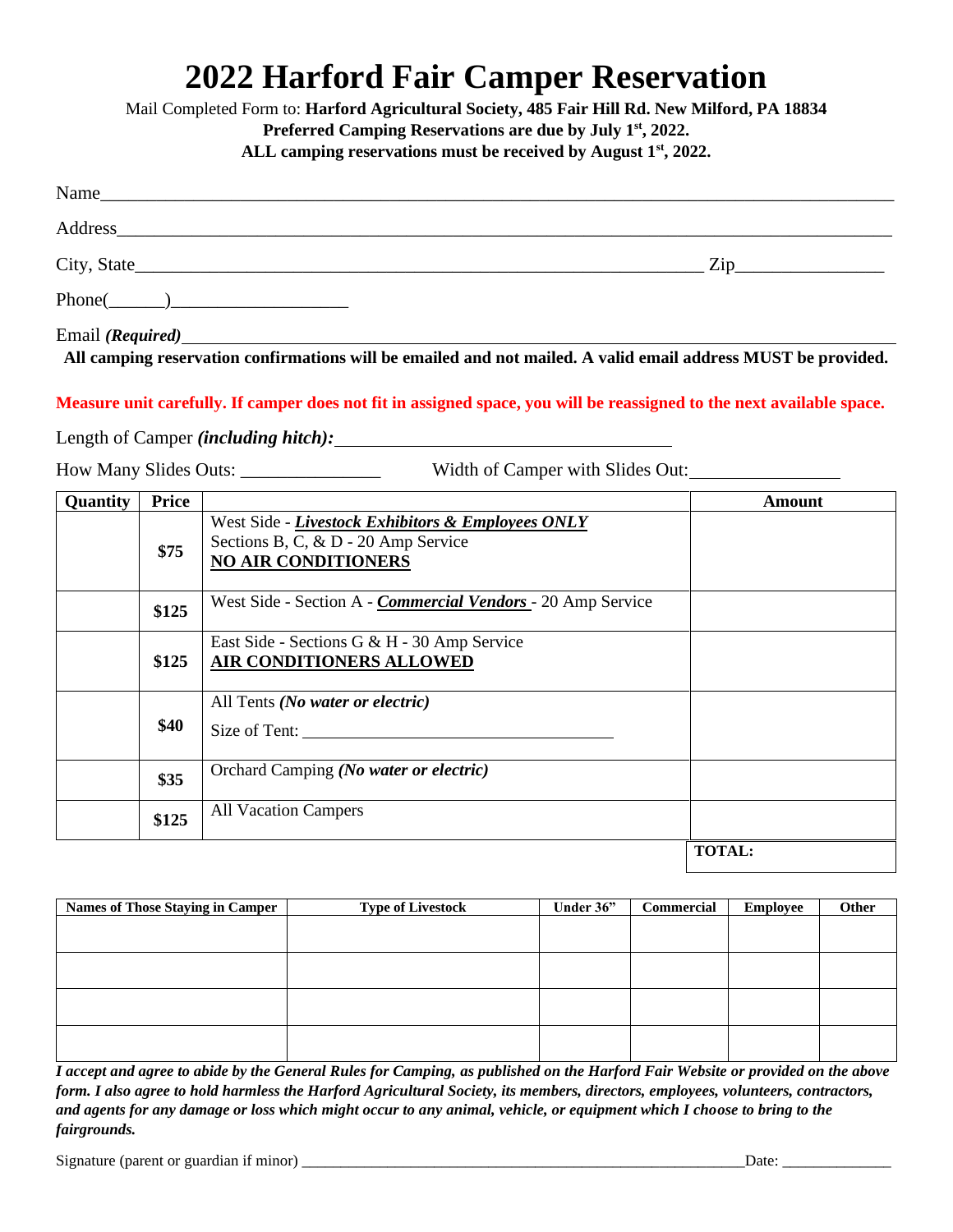# 2022 Harford Fair Camper Reservation

Mail Completed Form to: **Harford Agricultural Society, 485 Fair Hill Rd. New Milford, PA 18834**

**Preferred Camping Reservations are due by July 1st, 2022.**

**ALL camping reservations must be received by August 1st, 2022.**

Name_______________________________________________________________________________

Address_____________________________________________________________________________

City, State_______________________________________________________ Zip_______________

Phone(______)__________________

Email *(Required)*______________________________________________________________________

**All camping reservation confirmations will be emailed and not mailed. A valid email address MUST be provided.**

**Measure unit carefully. If camper does not fit in assigned space, you will be reassigned to the next available space.**

Length of Camper *(including hitch)*:__________________________________

How Many Slides Outs: ______________ Width of Camper with Slides Out:_______________

| Quantity | Price | | Amount |
|---|---|---|---|
| | **$75** | West Side - ***Livestock Exhibitors & Employees ONLY*** Sections B, C, & D - 20 Amp Service **NO AIR CONDITIONERS** | |
| | **$125** | West Side - Section A - ***Commercial Vendors*** - 20 Amp Service | |
| | **$125** | East Side - Sections G & H - 30 Amp Service **AIR CONDITIONERS ALLOWED** | |
| | **$40** | All Tents *(No water or electric)* Size of Tent: ______________________ | |
| | **$35** | Orchard Camping *(No water or electric)* | |
| | **$125** | All Vacation Campers | |
| | | | **TOTAL:** |

| Names of Those Staying in Camper | Type of Livestock | Under 36" | Commercial | Employee | Other |
|---|---|---|---|---|---|
| | | | | | |
| | | | | | |
| | | | | | |
| | | | | | |

***I accept and agree to abide by the General Rules for Camping, as published on the Harford Fair Website or provided on the above form. I also agree to hold harmless the Harford Agricultural Society, its members, directors, employees, volunteers, contractors, and agents for any damage or loss which might occur to any animal, vehicle, or equipment which I choose to bring to the fairgrounds.***

Signature (parent or guardian if minor) ____________________________________________Date: ______________